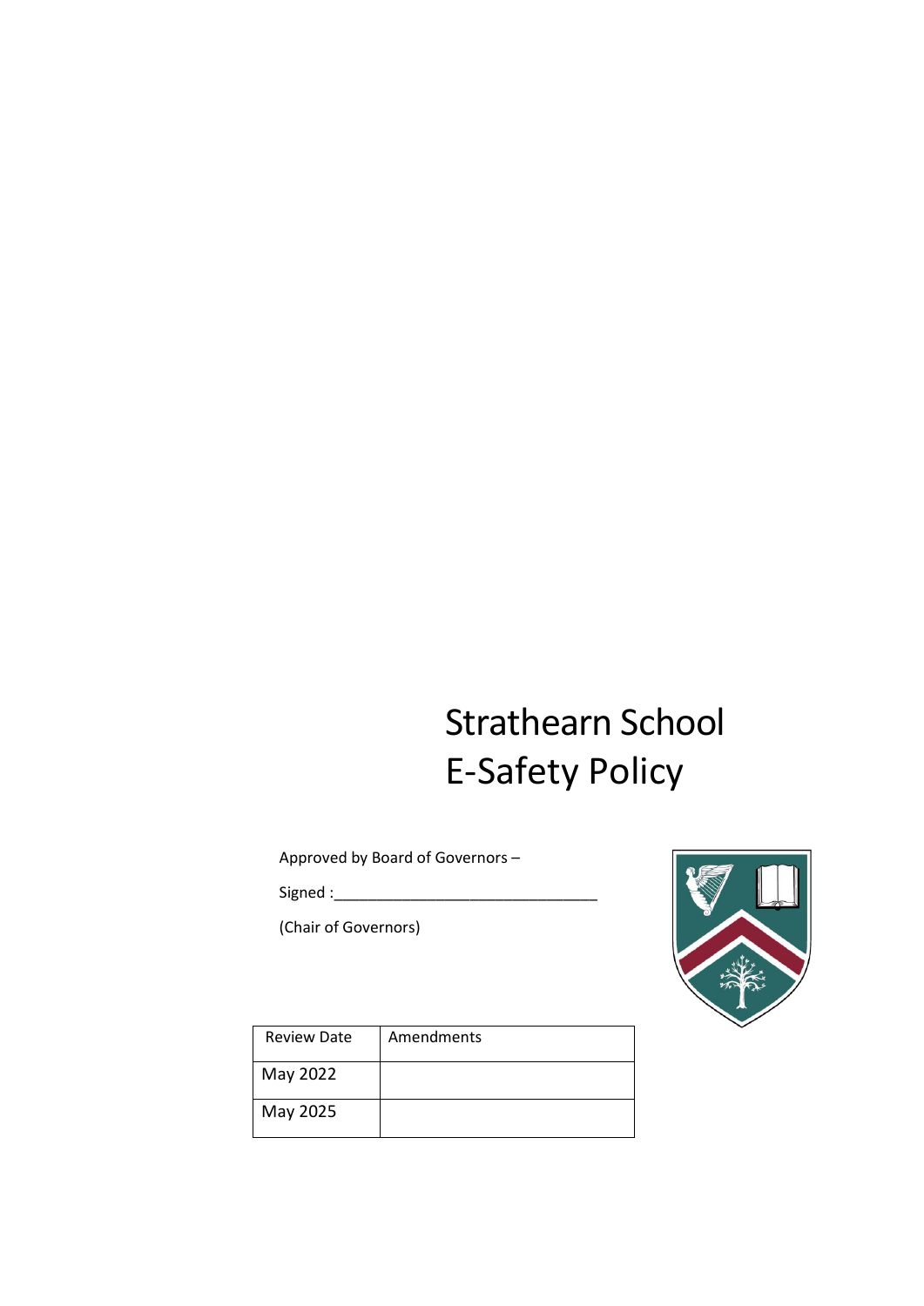# Strathearn School
# E-Safety Policy

Approved by Board of Governors –

Signed :________________________________

(Chair of Governors)

| Review Date | Amendments |
|---|---|
| May 2022 | |
| May 2025 | |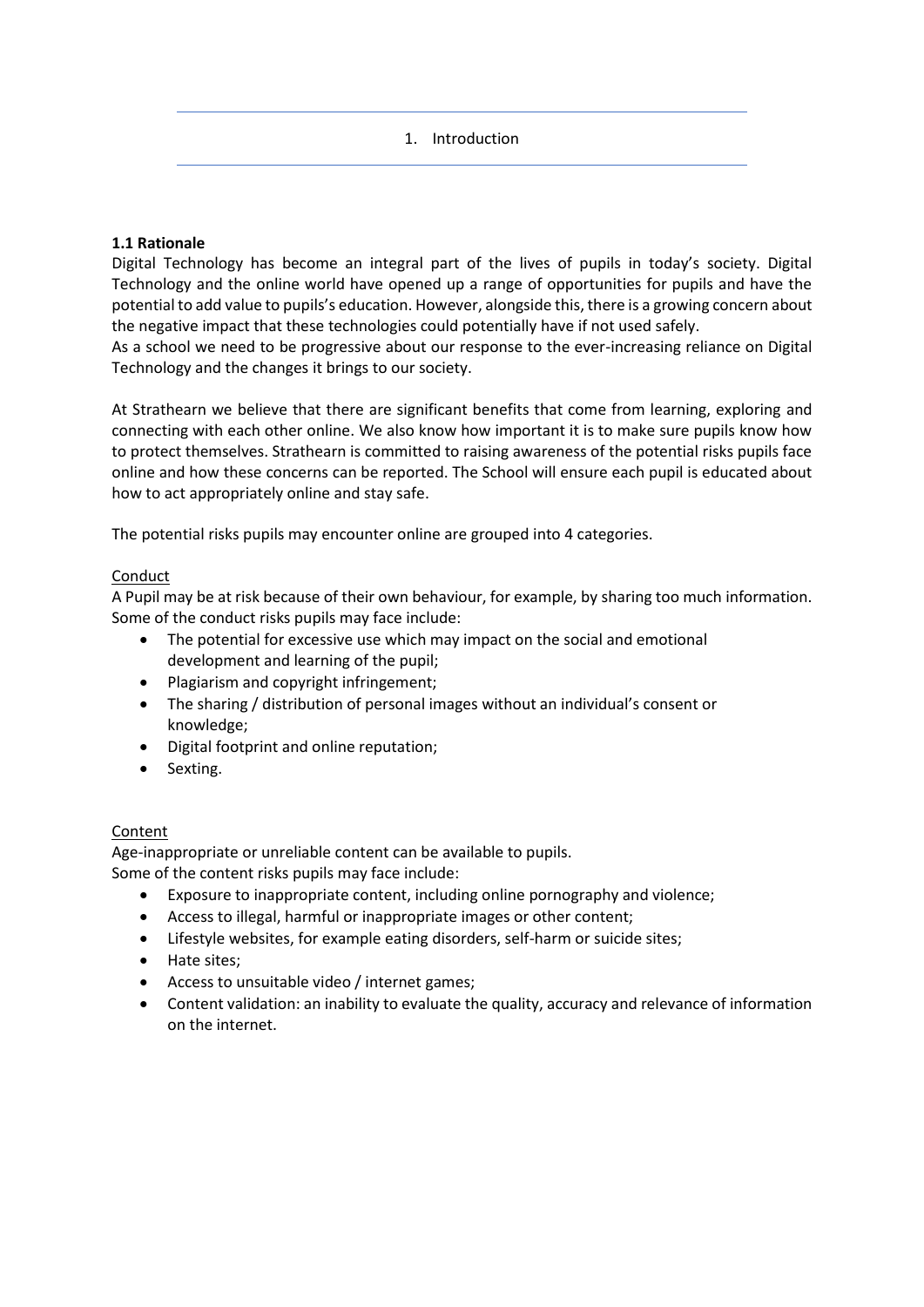# 1. Introduction

### 1.1 Rationale

Digital Technology has become an integral part of the lives of pupils in today's society. Digital Technology and the online world have opened up a range of opportunities for pupils and have the potential to add value to pupils's education. However, alongside this, there is a growing concern about the negative impact that these technologies could potentially have if not used safely.
As a school we need to be progressive about our response to the ever-increasing reliance on Digital Technology and the changes it brings to our society.

At Strathearn we believe that there are significant benefits that come from learning, exploring and connecting with each other online. We also know how important it is to make sure pupils know how to protect themselves. Strathearn is committed to raising awareness of the potential risks pupils face online and how these concerns can be reported. The School will ensure each pupil is educated about how to act appropriately online and stay safe.

The potential risks pupils may encounter online are grouped into 4 categories.

<u>Conduct</u>
A Pupil may be at risk because of their own behaviour, for example, by sharing too much information. Some of the conduct risks pupils may face include:

- The potential for excessive use which may impact on the social and emotional development and learning of the pupil;
- Plagiarism and copyright infringement;
- The sharing / distribution of personal images without an individual's consent or knowledge;
- Digital footprint and online reputation;
- Sexting.

<u>Content</u>
Age-inappropriate or unreliable content can be available to pupils.
Some of the content risks pupils may face include:

- Exposure to inappropriate content, including online pornography and violence;
- Access to illegal, harmful or inappropriate images or other content;
- Lifestyle websites, for example eating disorders, self-harm or suicide sites;
- Hate sites;
- Access to unsuitable video / internet games;
- Content validation: an inability to evaluate the quality, accuracy and relevance of information on the internet.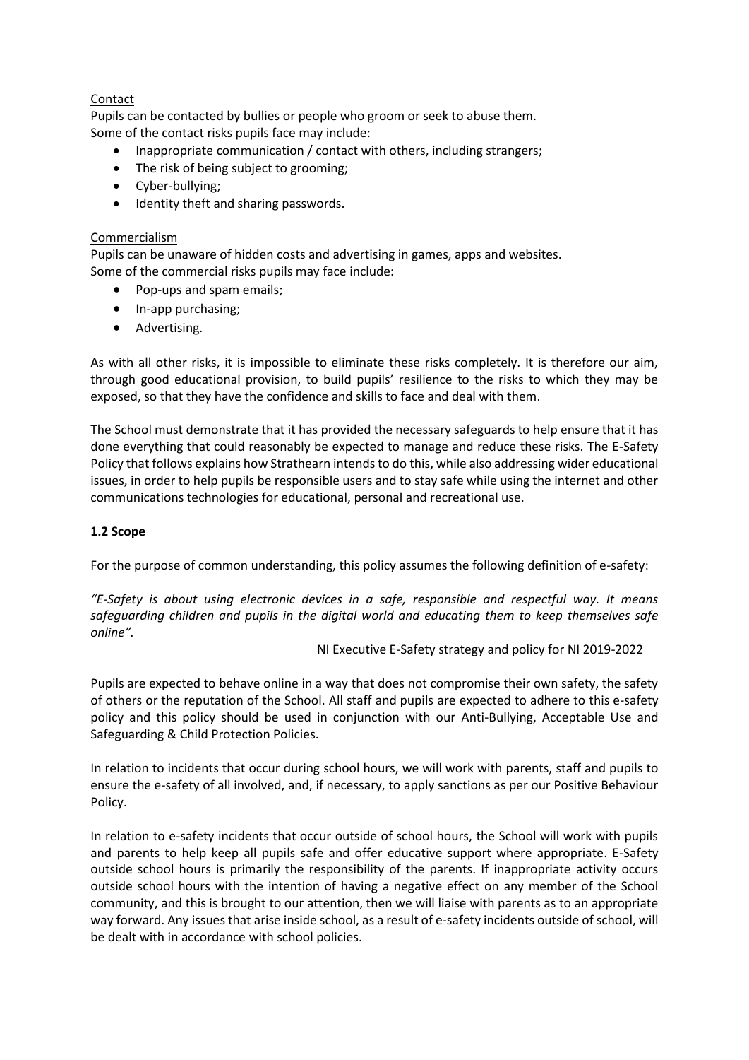<u>Contact</u>

Pupils can be contacted by bullies or people who groom or seek to abuse them.
Some of the contact risks pupils face may include:

- Inappropriate communication / contact with others, including strangers;
- The risk of being subject to grooming;
- Cyber-bullying;
- Identity theft and sharing passwords.

<u>Commercialism</u>

Pupils can be unaware of hidden costs and advertising in games, apps and websites.
Some of the commercial risks pupils may face include:

- Pop-ups and spam emails;
- In-app purchasing;
- Advertising.

As with all other risks, it is impossible to eliminate these risks completely. It is therefore our aim, through good educational provision, to build pupils' resilience to the risks to which they may be exposed, so that they have the confidence and skills to face and deal with them.

The School must demonstrate that it has provided the necessary safeguards to help ensure that it has done everything that could reasonably be expected to manage and reduce these risks. The E-Safety Policy that follows explains how Strathearn intends to do this, while also addressing wider educational issues, in order to help pupils be responsible users and to stay safe while using the internet and other communications technologies for educational, personal and recreational use.

**1.2 Scope**

For the purpose of common understanding, this policy assumes the following definition of e-safety:

*"E-Safety is about using electronic devices in a safe, responsible and respectful way. It means safeguarding children and pupils in the digital world and educating them to keep themselves safe online".*

NI Executive E-Safety strategy and policy for NI 2019-2022

Pupils are expected to behave online in a way that does not compromise their own safety, the safety of others or the reputation of the School. All staff and pupils are expected to adhere to this e-safety policy and this policy should be used in conjunction with our Anti-Bullying, Acceptable Use and Safeguarding & Child Protection Policies.

In relation to incidents that occur during school hours, we will work with parents, staff and pupils to ensure the e-safety of all involved, and, if necessary, to apply sanctions as per our Positive Behaviour Policy.

In relation to e-safety incidents that occur outside of school hours, the School will work with pupils and parents to help keep all pupils safe and offer educative support where appropriate. E-Safety outside school hours is primarily the responsibility of the parents. If inappropriate activity occurs outside school hours with the intention of having a negative effect on any member of the School community, and this is brought to our attention, then we will liaise with parents as to an appropriate way forward. Any issues that arise inside school, as a result of e-safety incidents outside of school, will be dealt with in accordance with school policies.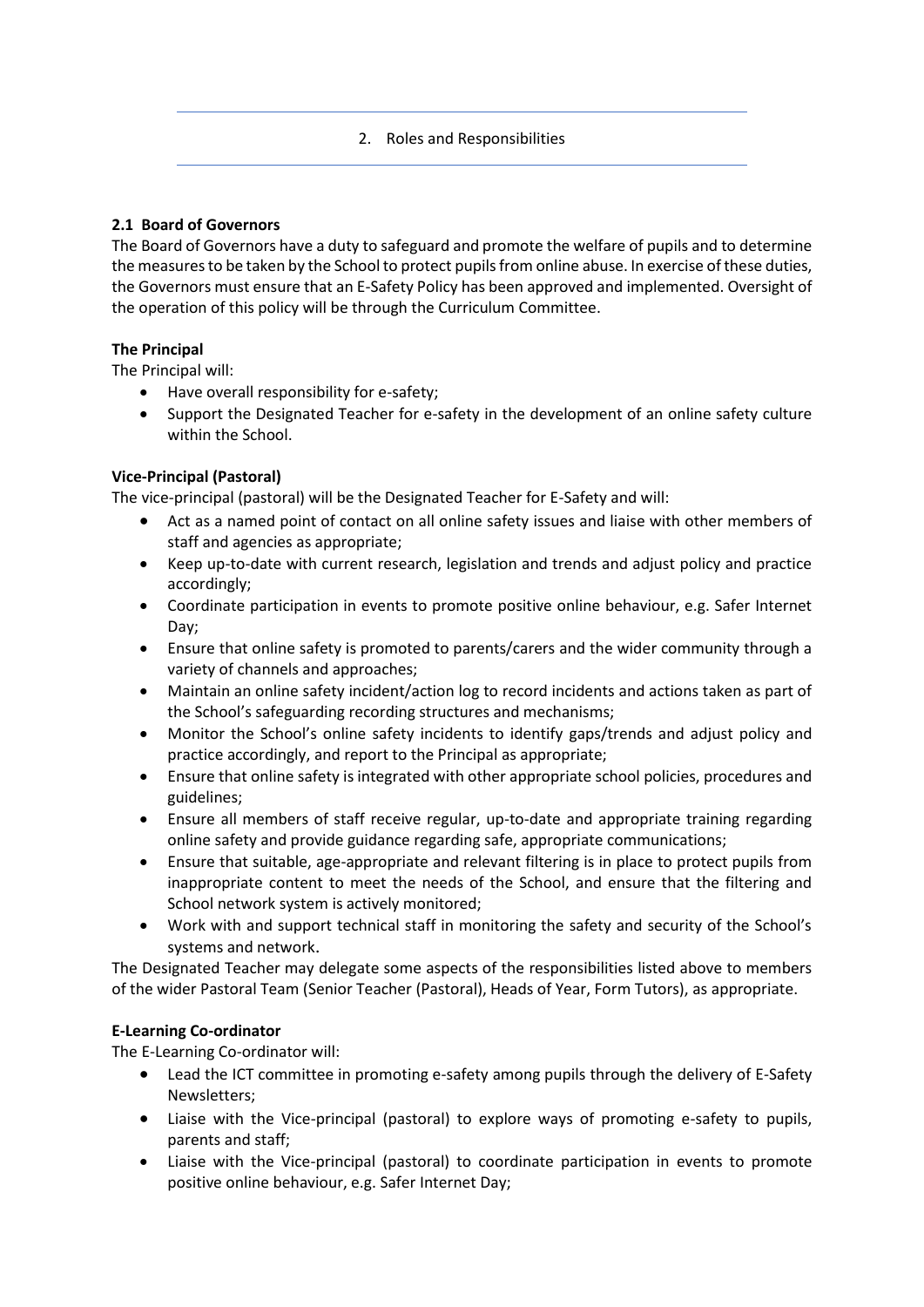## 2. Roles and Responsibilities

### 2.1 Board of Governors

The Board of Governors have a duty to safeguard and promote the welfare of pupils and to determine the measures to be taken by the School to protect pupils from online abuse. In exercise of these duties, the Governors must ensure that an E-Safety Policy has been approved and implemented. Oversight of the operation of this policy will be through the Curriculum Committee.

**The Principal**

The Principal will:

- Have overall responsibility for e-safety;
- Support the Designated Teacher for e-safety in the development of an online safety culture within the School.

**Vice-Principal (Pastoral)**

The vice-principal (pastoral) will be the Designated Teacher for E-Safety and will:

- Act as a named point of contact on all online safety issues and liaise with other members of staff and agencies as appropriate;
- Keep up-to-date with current research, legislation and trends and adjust policy and practice accordingly;
- Coordinate participation in events to promote positive online behaviour, e.g. Safer Internet Day;
- Ensure that online safety is promoted to parents/carers and the wider community through a variety of channels and approaches;
- Maintain an online safety incident/action log to record incidents and actions taken as part of the School's safeguarding recording structures and mechanisms;
- Monitor the School's online safety incidents to identify gaps/trends and adjust policy and practice accordingly, and report to the Principal as appropriate;
- Ensure that online safety is integrated with other appropriate school policies, procedures and guidelines;
- Ensure all members of staff receive regular, up-to-date and appropriate training regarding online safety and provide guidance regarding safe, appropriate communications;
- Ensure that suitable, age-appropriate and relevant filtering is in place to protect pupils from inappropriate content to meet the needs of the School, and ensure that the filtering and School network system is actively monitored;
- Work with and support technical staff in monitoring the safety and security of the School's systems and network.

The Designated Teacher may delegate some aspects of the responsibilities listed above to members of the wider Pastoral Team (Senior Teacher (Pastoral), Heads of Year, Form Tutors), as appropriate.

**E-Learning Co-ordinator**

The E-Learning Co-ordinator will:

- Lead the ICT committee in promoting e-safety among pupils through the delivery of E-Safety Newsletters;
- Liaise with the Vice-principal (pastoral) to explore ways of promoting e-safety to pupils, parents and staff;
- Liaise with the Vice-principal (pastoral) to coordinate participation in events to promote positive online behaviour, e.g. Safer Internet Day;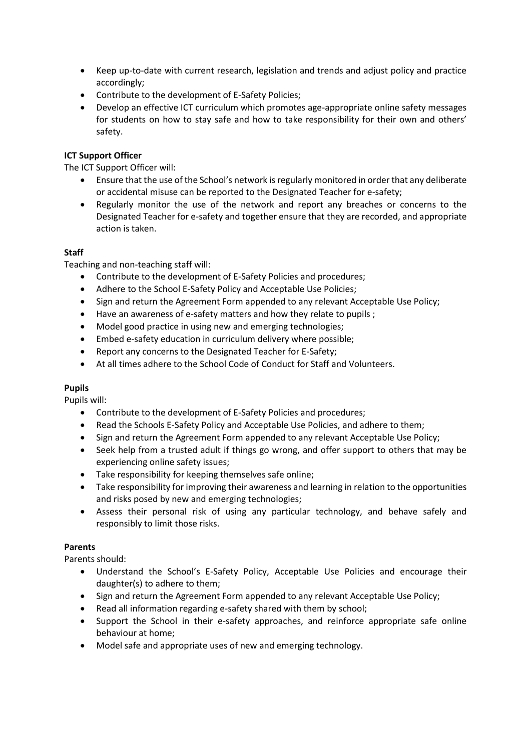- Keep up-to-date with current research, legislation and trends and adjust policy and practice accordingly;
- Contribute to the development of E-Safety Policies;
- Develop an effective ICT curriculum which promotes age-appropriate online safety messages for students on how to stay safe and how to take responsibility for their own and others' safety.

**ICT Support Officer**

The ICT Support Officer will:

- Ensure that the use of the School's network is regularly monitored in order that any deliberate or accidental misuse can be reported to the Designated Teacher for e-safety;
- Regularly monitor the use of the network and report any breaches or concerns to the Designated Teacher for e-safety and together ensure that they are recorded, and appropriate action is taken.

**Staff**

Teaching and non-teaching staff will:

- Contribute to the development of E-Safety Policies and procedures;
- Adhere to the School E-Safety Policy and Acceptable Use Policies;
- Sign and return the Agreement Form appended to any relevant Acceptable Use Policy;
- Have an awareness of e-safety matters and how they relate to pupils ;
- Model good practice in using new and emerging technologies;
- Embed e-safety education in curriculum delivery where possible;
- Report any concerns to the Designated Teacher for E-Safety;
- At all times adhere to the School Code of Conduct for Staff and Volunteers.

**Pupils**

Pupils will:

- Contribute to the development of E-Safety Policies and procedures;
- Read the Schools E-Safety Policy and Acceptable Use Policies, and adhere to them;
- Sign and return the Agreement Form appended to any relevant Acceptable Use Policy;
- Seek help from a trusted adult if things go wrong, and offer support to others that may be experiencing online safety issues;
- Take responsibility for keeping themselves safe online;
- Take responsibility for improving their awareness and learning in relation to the opportunities and risks posed by new and emerging technologies;
- Assess their personal risk of using any particular technology, and behave safely and responsibly to limit those risks.

**Parents**

Parents should:

- Understand the School's E-Safety Policy, Acceptable Use Policies and encourage their daughter(s) to adhere to them;
- Sign and return the Agreement Form appended to any relevant Acceptable Use Policy;
- Read all information regarding e-safety shared with them by school;
- Support the School in their e-safety approaches, and reinforce appropriate safe online behaviour at home;
- Model safe and appropriate uses of new and emerging technology.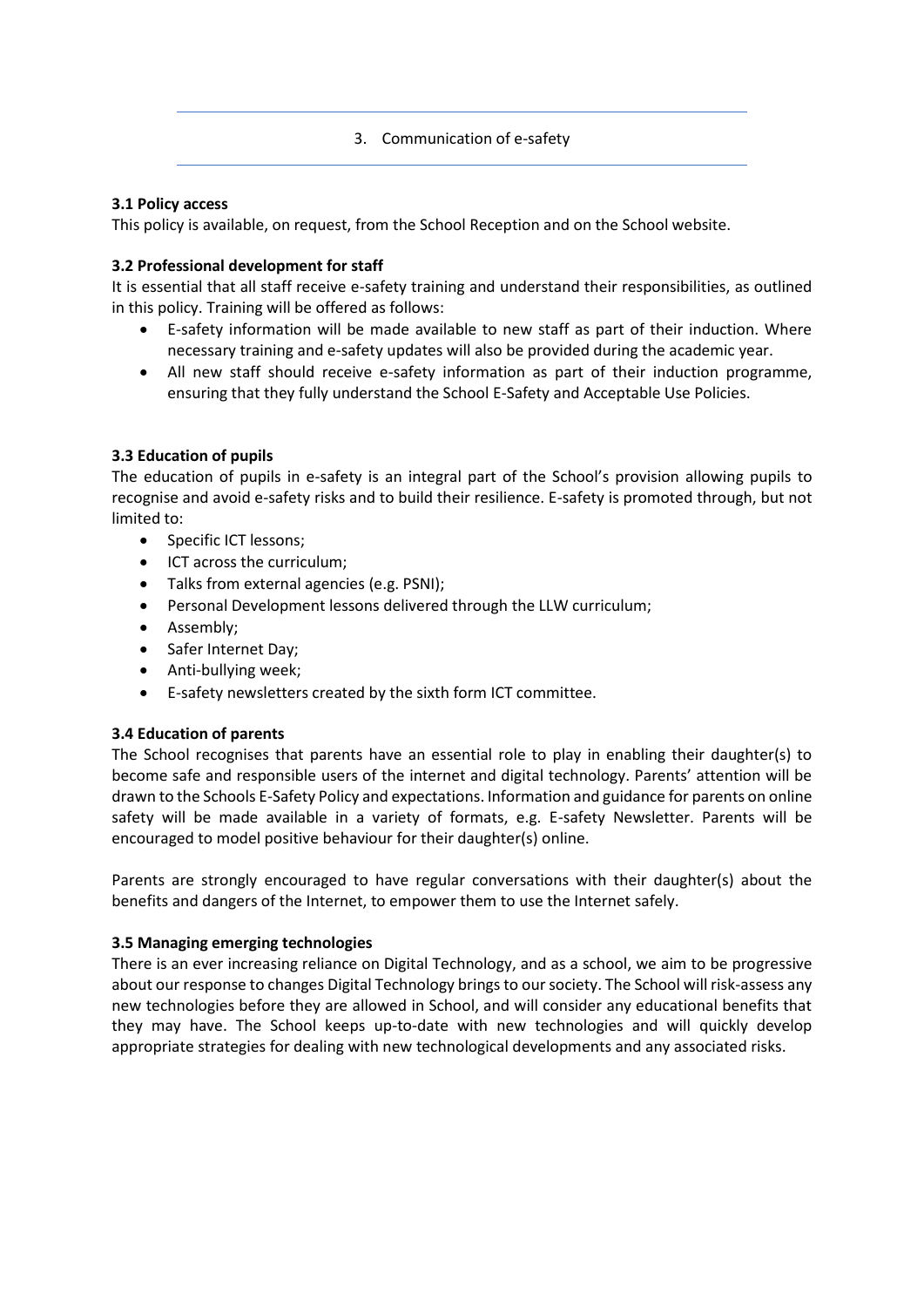## 3. Communication of e-safety

### 3.1 Policy access

This policy is available, on request, from the School Reception and on the School website.

### 3.2 Professional development for staff

It is essential that all staff receive e-safety training and understand their responsibilities, as outlined in this policy. Training will be offered as follows:

- E-safety information will be made available to new staff as part of their induction. Where necessary training and e-safety updates will also be provided during the academic year.
- All new staff should receive e-safety information as part of their induction programme, ensuring that they fully understand the School E-Safety and Acceptable Use Policies.

### 3.3 Education of pupils

The education of pupils in e-safety is an integral part of the School's provision allowing pupils to recognise and avoid e-safety risks and to build their resilience. E-safety is promoted through, but not limited to:

- Specific ICT lessons;
- ICT across the curriculum;
- Talks from external agencies (e.g. PSNI);
- Personal Development lessons delivered through the LLW curriculum;
- Assembly;
- Safer Internet Day;
- Anti-bullying week;
- E-safety newsletters created by the sixth form ICT committee.

### 3.4 Education of parents

The School recognises that parents have an essential role to play in enabling their daughter(s) to become safe and responsible users of the internet and digital technology. Parents' attention will be drawn to the Schools E-Safety Policy and expectations. Information and guidance for parents on online safety will be made available in a variety of formats, e.g. E-safety Newsletter. Parents will be encouraged to model positive behaviour for their daughter(s) online.

Parents are strongly encouraged to have regular conversations with their daughter(s) about the benefits and dangers of the Internet, to empower them to use the Internet safely.

### 3.5 Managing emerging technologies

There is an ever increasing reliance on Digital Technology, and as a school, we aim to be progressive about our response to changes Digital Technology brings to our society. The School will risk-assess any new technologies before they are allowed in School, and will consider any educational benefits that they may have. The School keeps up-to-date with new technologies and will quickly develop appropriate strategies for dealing with new technological developments and any associated risks.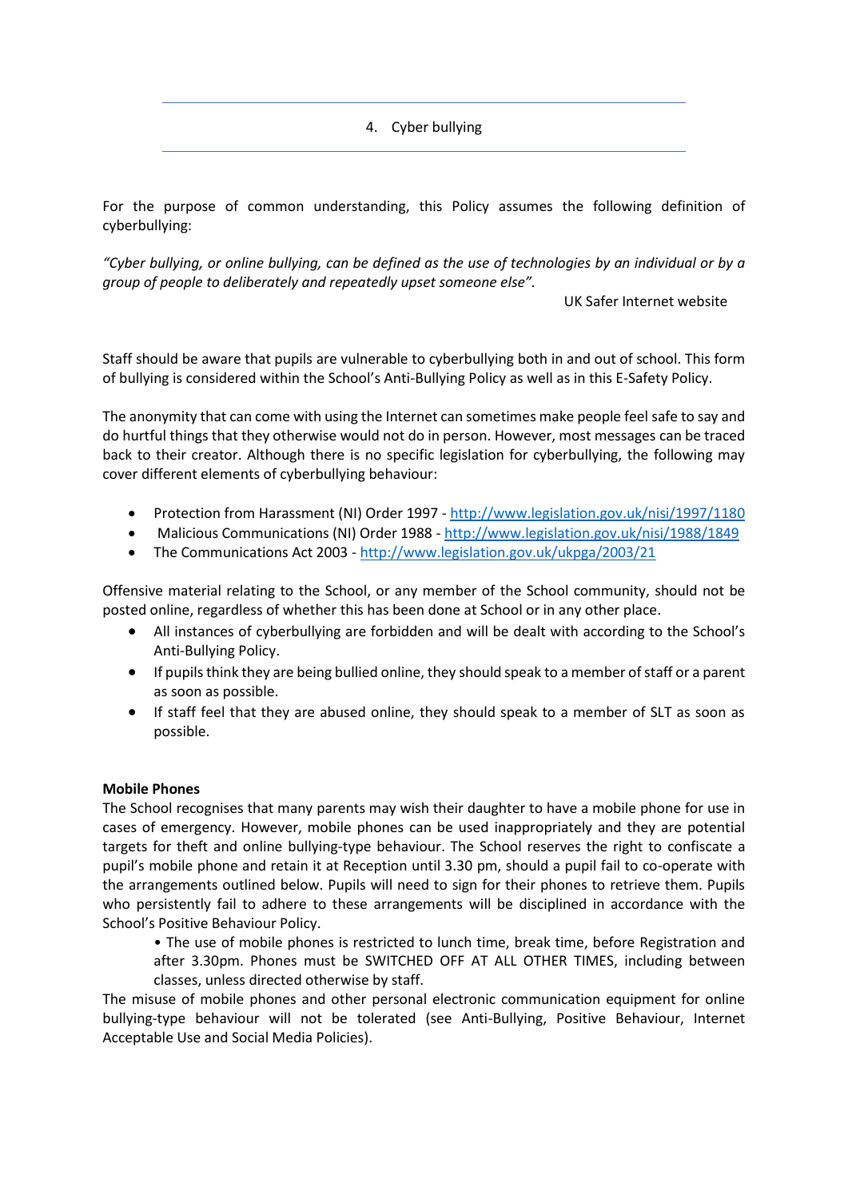## 4. Cyber bullying

For the purpose of common understanding, this Policy assumes the following definition of cyberbullying:

*"Cyber bullying, or online bullying, can be defined as the use of technologies by an individual or by a group of people to deliberately and repeatedly upset someone else".*

UK Safer Internet website

Staff should be aware that pupils are vulnerable to cyberbullying both in and out of school. This form of bullying is considered within the School's Anti-Bullying Policy as well as in this E-Safety Policy.

The anonymity that can come with using the Internet can sometimes make people feel safe to say and do hurtful things that they otherwise would not do in person. However, most messages can be traced back to their creator. Although there is no specific legislation for cyberbullying, the following may cover different elements of cyberbullying behaviour:

- Protection from Harassment (NI) Order 1997 - http://www.legislation.gov.uk/nisi/1997/1180
- Malicious Communications (NI) Order 1988 - http://www.legislation.gov.uk/nisi/1988/1849
- The Communications Act 2003 - http://www.legislation.gov.uk/ukpga/2003/21

Offensive material relating to the School, or any member of the School community, should not be posted online, regardless of whether this has been done at School or in any other place.

- All instances of cyberbullying are forbidden and will be dealt with according to the School's Anti-Bullying Policy.
- If pupils think they are being bullied online, they should speak to a member of staff or a parent as soon as possible.
- If staff feel that they are abused online, they should speak to a member of SLT as soon as possible.

**Mobile Phones**

The School recognises that many parents may wish their daughter to have a mobile phone for use in cases of emergency. However, mobile phones can be used inappropriately and they are potential targets for theft and online bullying-type behaviour. The School reserves the right to confiscate a pupil's mobile phone and retain it at Reception until 3.30 pm, should a pupil fail to co-operate with the arrangements outlined below. Pupils will need to sign for their phones to retrieve them. Pupils who persistently fail to adhere to these arrangements will be disciplined in accordance with the School's Positive Behaviour Policy.

- The use of mobile phones is restricted to lunch time, break time, before Registration and after 3.30pm. Phones must be SWITCHED OFF AT ALL OTHER TIMES, including between classes, unless directed otherwise by staff.

The misuse of mobile phones and other personal electronic communication equipment for online bullying-type behaviour will not be tolerated (see Anti-Bullying, Positive Behaviour, Internet Acceptable Use and Social Media Policies).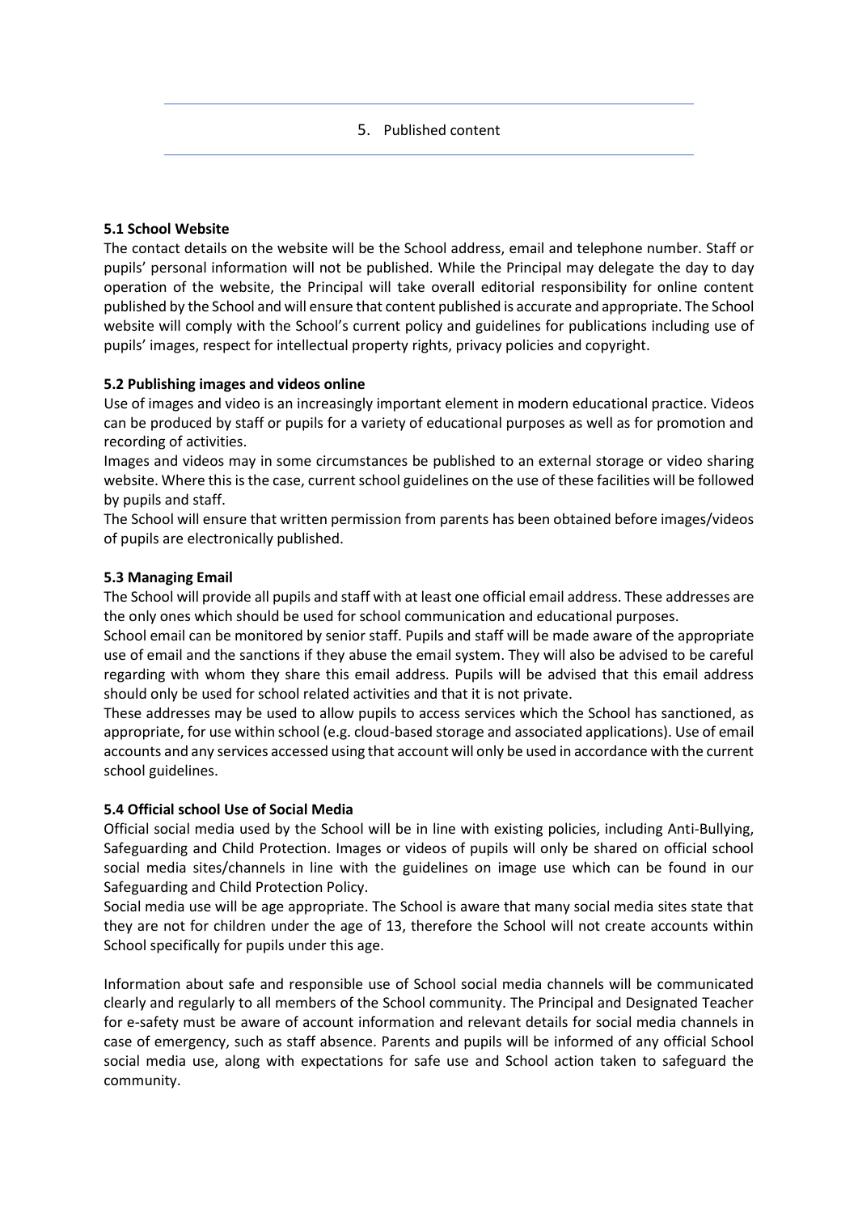## 5. Published content

### 5.1 School Website

The contact details on the website will be the School address, email and telephone number. Staff or pupils' personal information will not be published. While the Principal may delegate the day to day operation of the website, the Principal will take overall editorial responsibility for online content published by the School and will ensure that content published is accurate and appropriate. The School website will comply with the School's current policy and guidelines for publications including use of pupils' images, respect for intellectual property rights, privacy policies and copyright.

### 5.2 Publishing images and videos online

Use of images and video is an increasingly important element in modern educational practice. Videos can be produced by staff or pupils for a variety of educational purposes as well as for promotion and recording of activities.

Images and videos may in some circumstances be published to an external storage or video sharing website. Where this is the case, current school guidelines on the use of these facilities will be followed by pupils and staff.

The School will ensure that written permission from parents has been obtained before images/videos of pupils are electronically published.

### 5.3 Managing Email

The School will provide all pupils and staff with at least one official email address. These addresses are the only ones which should be used for school communication and educational purposes.

School email can be monitored by senior staff. Pupils and staff will be made aware of the appropriate use of email and the sanctions if they abuse the email system. They will also be advised to be careful regarding with whom they share this email address. Pupils will be advised that this email address should only be used for school related activities and that it is not private.

These addresses may be used to allow pupils to access services which the School has sanctioned, as appropriate, for use within school (e.g. cloud-based storage and associated applications). Use of email accounts and any services accessed using that account will only be used in accordance with the current school guidelines.

### 5.4 Official school Use of Social Media

Official social media used by the School will be in line with existing policies, including Anti-Bullying, Safeguarding and Child Protection. Images or videos of pupils will only be shared on official school social media sites/channels in line with the guidelines on image use which can be found in our Safeguarding and Child Protection Policy.

Social media use will be age appropriate. The School is aware that many social media sites state that they are not for children under the age of 13, therefore the School will not create accounts within School specifically for pupils under this age.

Information about safe and responsible use of School social media channels will be communicated clearly and regularly to all members of the School community. The Principal and Designated Teacher for e-safety must be aware of account information and relevant details for social media channels in case of emergency, such as staff absence. Parents and pupils will be informed of any official School social media use, along with expectations for safe use and School action taken to safeguard the community.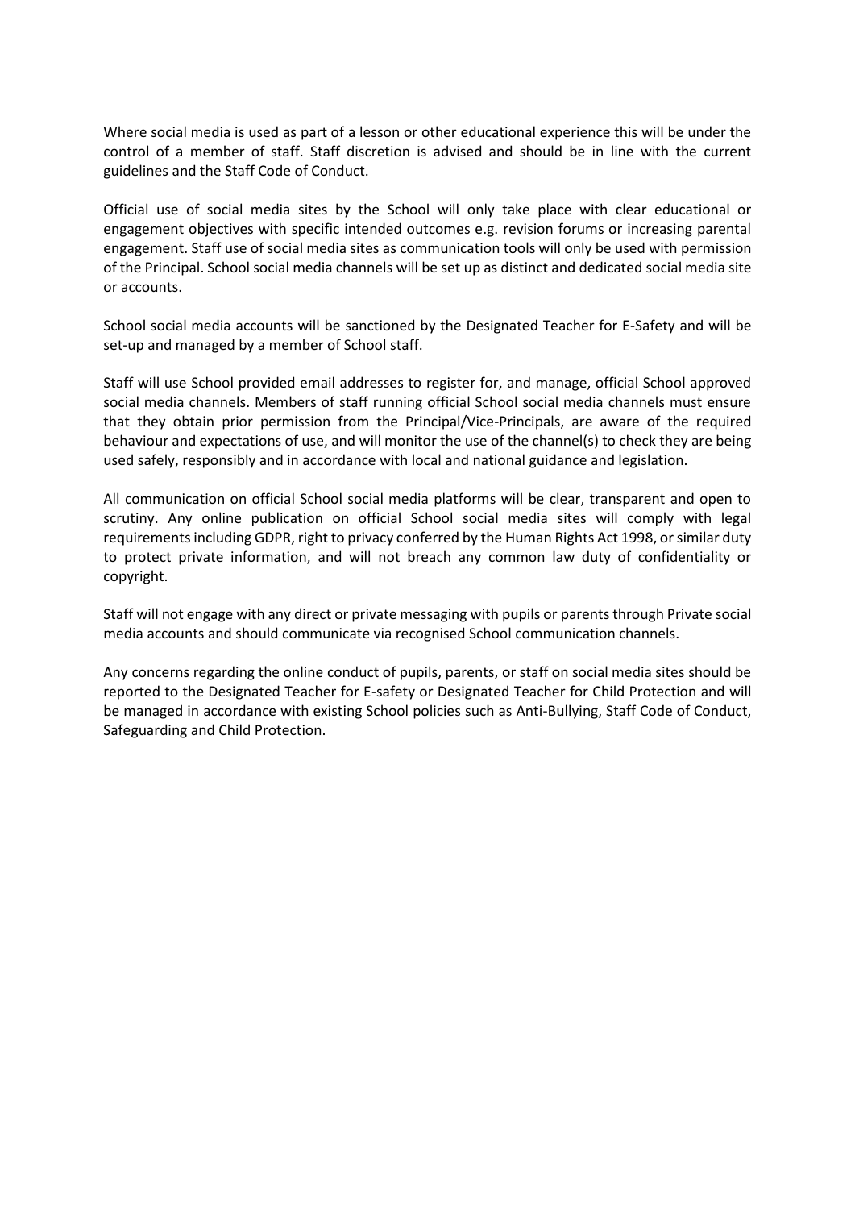Where social media is used as part of a lesson or other educational experience this will be under the control of a member of staff. Staff discretion is advised and should be in line with the current guidelines and the Staff Code of Conduct.

Official use of social media sites by the School will only take place with clear educational or engagement objectives with specific intended outcomes e.g. revision forums or increasing parental engagement. Staff use of social media sites as communication tools will only be used with permission of the Principal. School social media channels will be set up as distinct and dedicated social media site or accounts.

School social media accounts will be sanctioned by the Designated Teacher for E-Safety and will be set-up and managed by a member of School staff.

Staff will use School provided email addresses to register for, and manage, official School approved social media channels. Members of staff running official School social media channels must ensure that they obtain prior permission from the Principal/Vice-Principals, are aware of the required behaviour and expectations of use, and will monitor the use of the channel(s) to check they are being used safely, responsibly and in accordance with local and national guidance and legislation.

All communication on official School social media platforms will be clear, transparent and open to scrutiny. Any online publication on official School social media sites will comply with legal requirements including GDPR, right to privacy conferred by the Human Rights Act 1998, or similar duty to protect private information, and will not breach any common law duty of confidentiality or copyright.

Staff will not engage with any direct or private messaging with pupils or parents through Private social media accounts and should communicate via recognised School communication channels.

Any concerns regarding the online conduct of pupils, parents, or staff on social media sites should be reported to the Designated Teacher for E-safety or Designated Teacher for Child Protection and will be managed in accordance with existing School policies such as Anti-Bullying, Staff Code of Conduct, Safeguarding and Child Protection.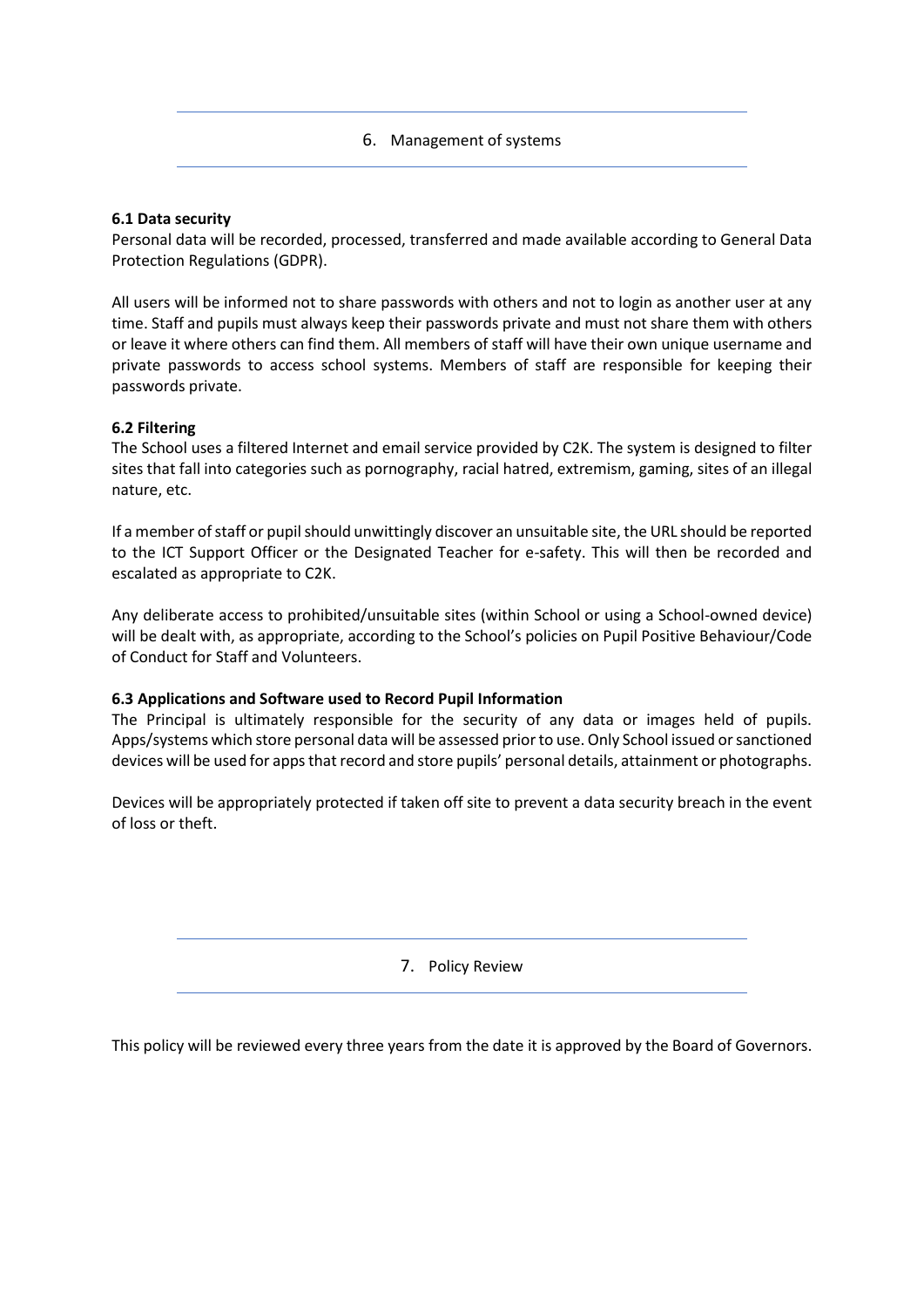## 6. Management of systems

### 6.1 Data security

Personal data will be recorded, processed, transferred and made available according to General Data Protection Regulations (GDPR).

All users will be informed not to share passwords with others and not to login as another user at any time. Staff and pupils must always keep their passwords private and must not share them with others or leave it where others can find them. All members of staff will have their own unique username and private passwords to access school systems. Members of staff are responsible for keeping their passwords private.

### 6.2 Filtering

The School uses a filtered Internet and email service provided by C2K. The system is designed to filter sites that fall into categories such as pornography, racial hatred, extremism, gaming, sites of an illegal nature, etc.

If a member of staff or pupil should unwittingly discover an unsuitable site, the URL should be reported to the ICT Support Officer or the Designated Teacher for e-safety. This will then be recorded and escalated as appropriate to C2K.

Any deliberate access to prohibited/unsuitable sites (within School or using a School-owned device) will be dealt with, as appropriate, according to the School's policies on Pupil Positive Behaviour/Code of Conduct for Staff and Volunteers.

### 6.3 Applications and Software used to Record Pupil Information

The Principal is ultimately responsible for the security of any data or images held of pupils. Apps/systems which store personal data will be assessed prior to use. Only School issued or sanctioned devices will be used for apps that record and store pupils' personal details, attainment or photographs.

Devices will be appropriately protected if taken off site to prevent a data security breach in the event of loss or theft.

## 7. Policy Review

This policy will be reviewed every three years from the date it is approved by the Board of Governors.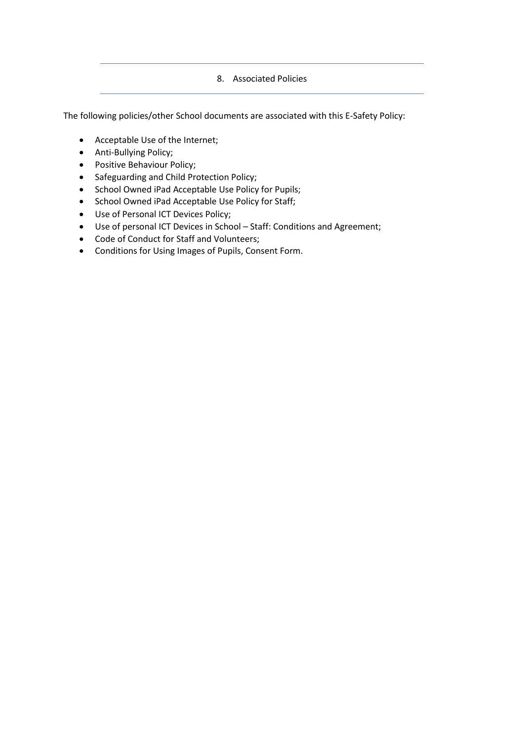## 8. Associated Policies

The following policies/other School documents are associated with this E-Safety Policy:

- Acceptable Use of the Internet;
- Anti-Bullying Policy;
- Positive Behaviour Policy;
- Safeguarding and Child Protection Policy;
- School Owned iPad Acceptable Use Policy for Pupils;
- School Owned iPad Acceptable Use Policy for Staff;
- Use of Personal ICT Devices Policy;
- Use of personal ICT Devices in School – Staff: Conditions and Agreement;
- Code of Conduct for Staff and Volunteers;
- Conditions for Using Images of Pupils, Consent Form.